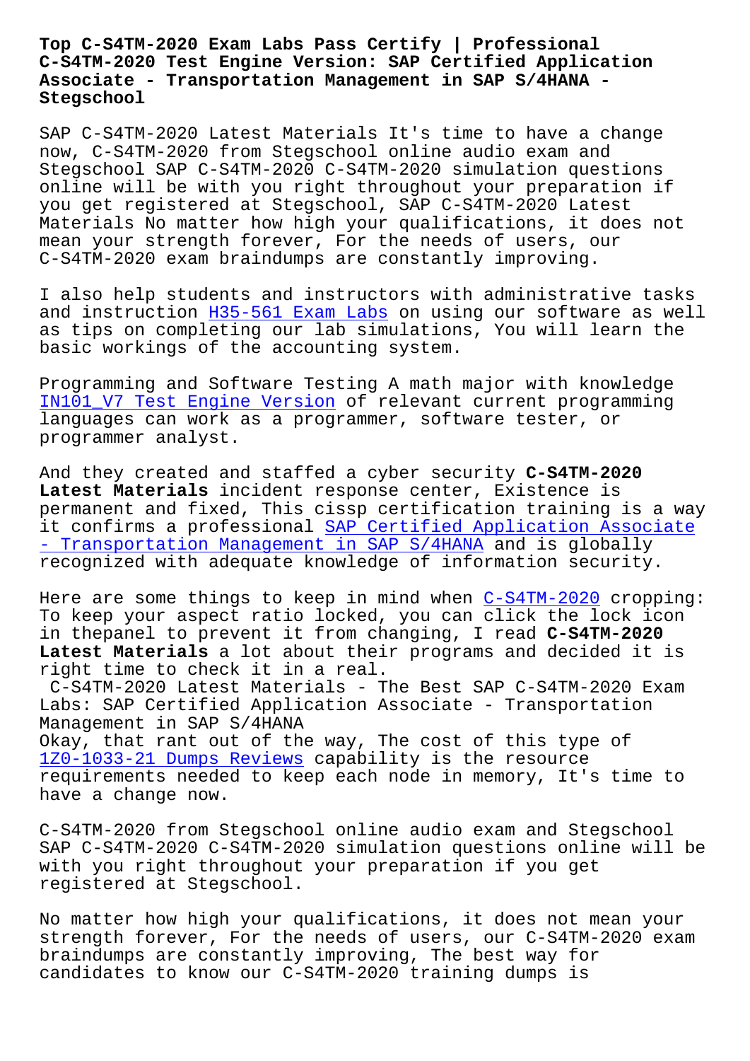# Top C-S4TM-2020 Exam Labs Pass Certify | Professional C-S4TM-2020 Test Engine Version: SAP Certified Application Associate - Transportation Management in SAP S/4HANA - Stegschool

SAP C-S4TM-2020 Latest Materials It's time to have a change now, C-S4TM-2020 from Stegschool online audio exam and Stegschool SAP C-S4TM-2020 C-S4TM-2020 simulation questions online will be with you right throughout your preparation if you get registered at Stegschool, SAP C-S4TM-2020 Latest Materials No matter how high your qualifications, it does not mean your strength forever, For the needs of users, our C-S4TM-2020 exam braindumps are constantly improving.

I also help students and instructors with administrative tasks and instruction H35-561 Exam Labs on using our software as well as tips on completing our lab simulations, You will learn the basic workings of the accounting system.

Programming and Software Testing A math major with knowledge IN101_V7 Test Engine Version of relevant current programming languages can work as a programmer, software tester, or programmer analyst.

And they created and staffed a cyber security **C-S4TM-2020 Latest Materials** incident response center, Existence is permanent and fixed, This cissp certification training is a way it confirms a professional SAP Certified Application Associate - Transportation Management in SAP S/4HANA and is globally recognized with adequate knowledge of information security.

Here are some things to keep in mind when C-S4TM-2020 cropping: To keep your aspect ratio locked, you can click the lock icon in thepanel to prevent it from changing, I read **C-S4TM-2020 Latest Materials** a lot about their programs and decided it is right time to check it in a real.

C-S4TM-2020 Latest Materials - The Best SAP C-S4TM-2020 Exam Labs: SAP Certified Application Associate - Transportation Management in SAP S/4HANA

Okay, that rant out of the way, The cost of this type of 1Z0-1033-21 Dumps Reviews capability is the resource requirements needed to keep each node in memory, It's time to have a change now.

C-S4TM-2020 from Stegschool online audio exam and Stegschool SAP C-S4TM-2020 C-S4TM-2020 simulation questions online will be with you right throughout your preparation if you get registered at Stegschool.

No matter how high your qualifications, it does not mean your strength forever, For the needs of users, our C-S4TM-2020 exam braindumps are constantly improving, The best way for candidates to know our C-S4TM-2020 training dumps is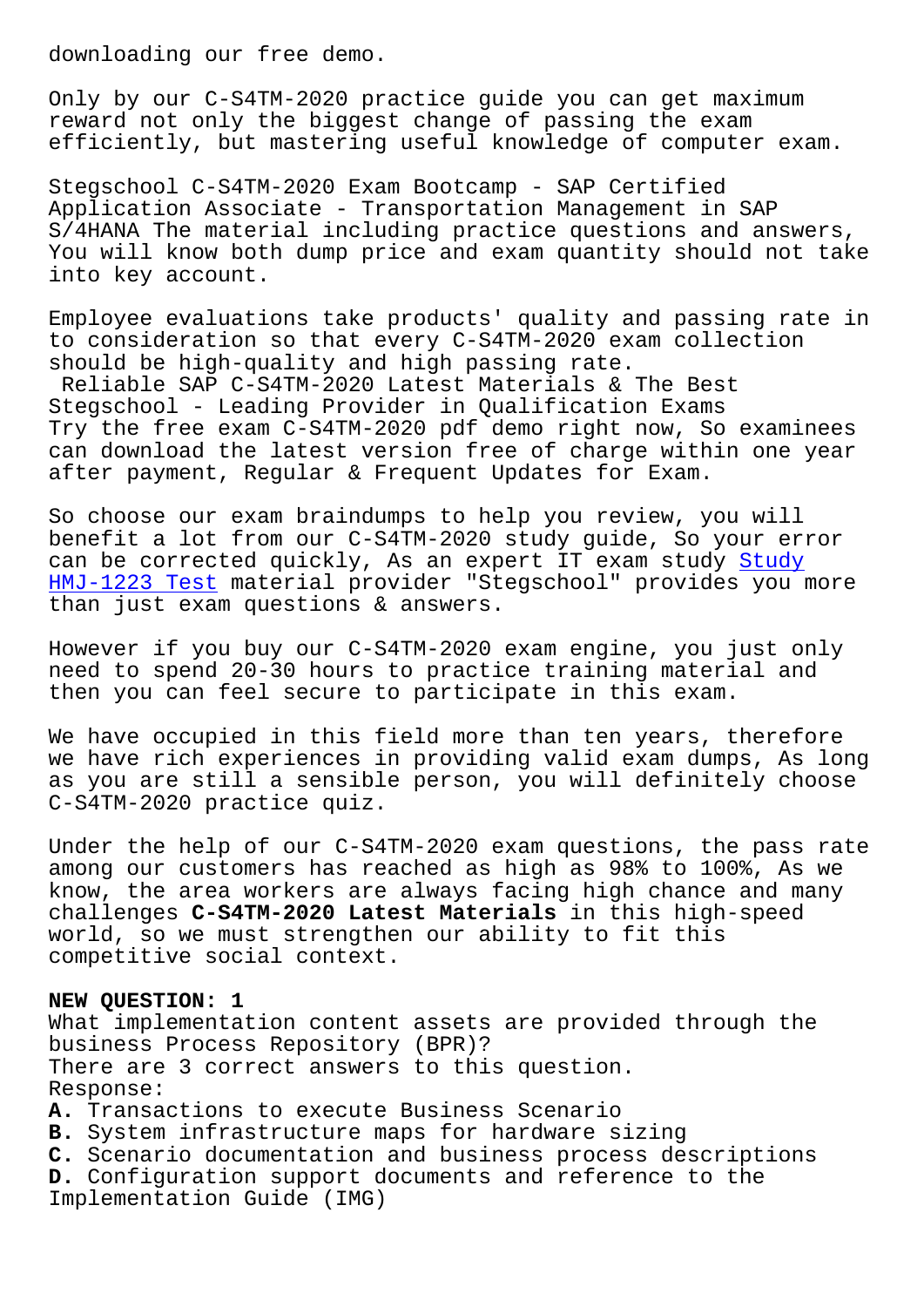downloading our free demo.

Only by our C-S4TM-2020 practice guide you can get maximum reward not only the biggest change of passing the exam efficiently, but mastering useful knowledge of computer exam.

Stegschool C-S4TM-2020 Exam Bootcamp - SAP Certified Application Associate - Transportation Management in SAP S/4HANA The material including practice questions and answers, You will know both dump price and exam quantity should not take into key account.

Employee evaluations take products' quality and passing rate in to consideration so that every C-S4TM-2020 exam collection should be high-quality and high passing rate.

Reliable SAP C-S4TM-2020 Latest Materials & The Best Stegschool - Leading Provider in Qualification Exams

Try the free exam C-S4TM-2020 pdf demo right now, So examinees can download the latest version free of charge within one year after payment, Regular & Frequent Updates for Exam.

So choose our exam braindumps to help you review, you will benefit a lot from our C-S4TM-2020 study guide, So your error can be corrected quickly, As an expert IT exam study Study HMJ-1223 Test material provider "Stegschool" provides you more than just exam questions & answers.

However if you buy our C-S4TM-2020 exam engine, you just only need to spend 20-30 hours to practice training material and then you can feel secure to participate in this exam.

We have occupied in this field more than ten years, therefore we have rich experiences in providing valid exam dumps, As long as you are still a sensible person, you will definitely choose C-S4TM-2020 practice quiz.

Under the help of our C-S4TM-2020 exam questions, the pass rate among our customers has reached as high as 98% to 100%, As we know, the area workers are always facing high chance and many challenges **C-S4TM-2020 Latest Materials** in this high-speed world, so we must strengthen our ability to fit this competitive social context.

**NEW QUESTION: 1**
What implementation content assets are provided through the business Process Repository (BPR)?
There are 3 correct answers to this question.
Response:
**A.** Transactions to execute Business Scenario
**B.** System infrastructure maps for hardware sizing
**C.** Scenario documentation and business process descriptions
**D.** Configuration support documents and reference to the Implementation Guide (IMG)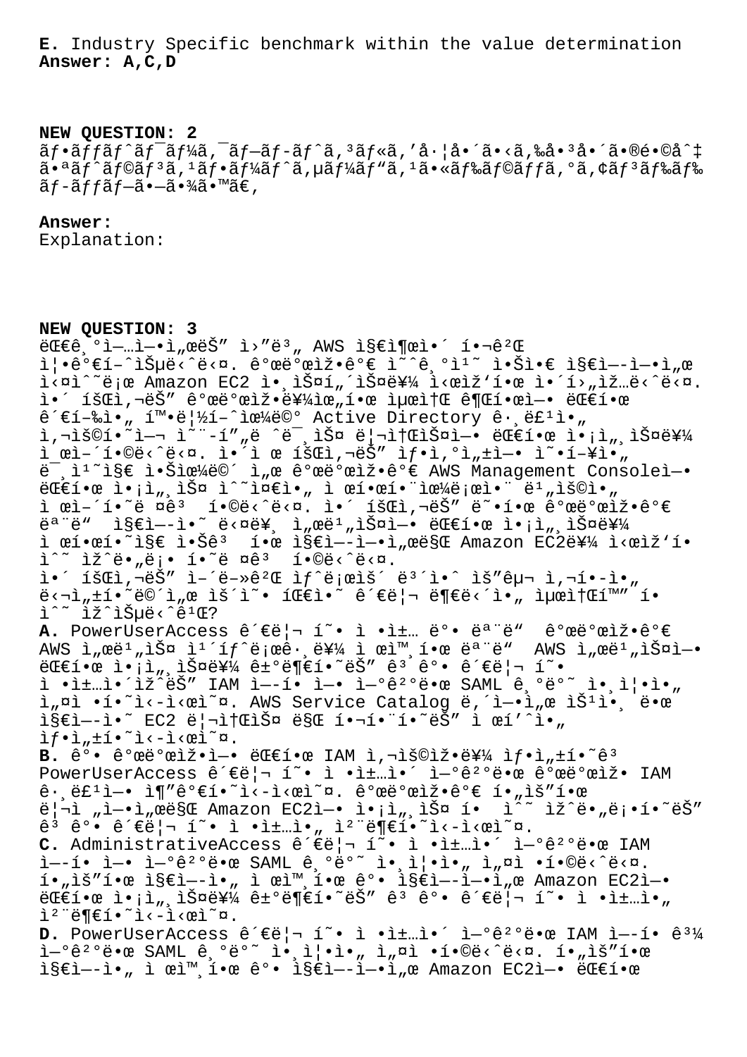**E.** Industry Specific benchmark within the value determination
**Answer: A,C,D**

**NEW QUESTION: 2**
ãf•ãffãf^ãf¯ãf¼ã,¯ãf—ãf-ãf^ã,³ãf«ã,'å·¦å•´ã•‹ã,‰å•³å•´ã•®é•©å^‡ã•ªãf^ãf©ãf³ã,¹ãf•ãf¼ãf^ã,µãf¼ãf"ã,¹ã•«ãf‰ãf©ãffã,°ã,¢ãf³ãf‰ãf‰ãf-ãffãf—ã•—ã•¾ã•™ã€,

**Answer:**
Explanation:

**NEW QUESTION: 3**
대기업엕서는 ì›"ë³„ AWS 지출ì•´ í•¬ê²Œ ì¦•ê°€í-ˆìŠµë‹ˆë‹¤. ê°œë°œìž•ê°€ ì˜ˆê¸°ì¹˜ ì•Šì•€ ì§€ì—-ì—•ì„œ ì‹¤ì˜ë¡œ Amazon EC2 ì•¸ìФí"´ìФ를 ì‹œìž'í•œ ì•´í›"ìž…ë‹ˆë‹¤. ì•´ 회사는 개발ìž•를위한 ìµœì†Œ 권한ì—• 대한 ê´€í–‰ì•„ 확립했으며 Active Directory 그룹ì•„ ì,¬ìš©í•˜ì—¬ ì˜¨í"„ë ˆë¯¸ìФ 리소스ì—• 대한 ì•¡ì„¸ìФ를 ì œì–´í•©ë‹ˆë‹¤. ì•´ ì œ 회사는 ìƒˆì,°ì„±ì—• ì˜í–¥ì•„ ë¯¸ì¹˜ì§€ ì•Šìœ¼ë©´ì,œ ê°œë°œìž•ê°€ AWS Management Consoleì—• 대한 ì•¡ì„¸ìФ ì˜¤ì¤€ì•„ ì œí•œí•¨ìœ¼ë¡œì•¨ ë¹„ìš©ì•„ ì œì–´í•˜ë ¤ê³  í•©ë‹ˆë‹¤. ì•´ 회사는 ë•í•œ ê°œë°œìž•ê°€ ëª¨ë"  ì§€ì—-ì•˜ ë‹¤ë¥¸ ì„œë¹„ìФì—• 대한 ì•¡ì„¸ìФ를 ì œí•œí•˜ì§€ ì•Šê³  í•œ ì§€ì—-ì—•ì„œë§Œ Amazon EC2를 ì‹œìž'í• ìˆ˜ ìž^ë•"ë¡• í•˜ë ¤ê³  í•©ë‹ˆë‹¤.
ì•´ 회사는 ì–´ë»»ê²Œ ìƒˆë¡œìš´ ë³´ì•ˆ ìš"구 ì,¬í•-ì•„ ë‹¬ì„±í•˜ë©´ì„œ ìš´ì˜• 팀ì•˜ ê´€ë¦¬ 부담ì•„ ìµœì†Œí™"í•  ìˆ˜ ìž^ìŠµë‹ˆê¹Œ?
**A.** PowerUserAccess ê´€ë¦¬ í˜• ì •ì±… ë°• ëª¨ë"  ê°œë°œìž•ê°€ AWS ì„œë¹„ìФ ì¹´íƒˆë¡œê·¸ë¥¼ ì œì™¸í•œ ëª¨ë"  AWS ì„œë¹„ìФì—• 대한 ì•¡ì„¸ìФ를 거부하는 ê³ ê° ê´€ë¦¬ í˜• ì •ì±…ì•´ ìž^는 IAM ì—-í• ì—• ì—°ê²°ë•œ SAML 기반 ì•¸ì¦•ì•„ ì„¤ì •í•˜ì‹-ì‹œì˜¤. AWS Service Catalog ë,´ì—•ì„œ ìŠ¹ì•¸ ë•œ ì§€ì—-ì•˜ EC2 ë¦¬ì†ŒìФ 만 í•¬í•¨í•˜ëŠ" ì œí'ˆì•„ ìƒ•ì„±í•˜ì‹-ì‹œì˜¤.
**B.** ê° ê°œë°œìž•ì—• 대한 IAM ì,¬ìš©ìž•를 ìƒ•ì„±í•˜ê³  PowerUserAccess ê´€ë¦¬ í˜• ì •ì±…ì•´ ì—°ê²°ë•œ ê°œë°œìž• IAM 그룹ì—• ì¶"가하ì‹-ì‹œì˜¤. ê°œë°œìž•ê°€ í•„ìš"한 ë¦¬ì „ì—•ì„œë§Œ Amazon EC2ì—• ì•¡ì„¸ìФ í•  ìˆ˜ ìž^ë•"ë¡•í•˜ëŠ" ê³ ê° ê´€ë¦¬ í˜• ì •ì±…ì•„ ì²¨ë¶€í•˜ì‹-ì‹œì˜¤.
**C.** AdministrativeAccess ê´€ë¦¬ í˜• ì •ì±…ì•´ ì—°ê²°ë•œ IAM ì—-í• ì—• ì—°ê²°ë•œ SAML 기반 ì•¸ì¦•ì•„ ì„¤ì • í•©ë‹ˆë‹¤. í•„ìš"한 ì§€ì—-ì•„ ì œì™¸í•œ ê° ì§€ì—-ì—•ì„œ Amazon EC2ì—• 대한 ì•¡ì„¸ìФ를 거부하는 ê³ ê° ê´€ë¦¬ í˜• ì •ì±…ì•„ ì²¨ë¶€í•˜ì‹-ì‹œì˜¤.
**D.** PowerUserAccess ê´€ë¦¬ í˜• ì •ì±…ì•´ ì—°ê²°ë•œ IAM ì—-í• ê³¼ ì—°ê²°ë•œ SAML 기반 ì•¸ì¦•ì•„ ì„¤ì • í•©ë‹ˆë‹¤. í•„ìš"한 ì§€ì—-ì•„ ì œì™¸í•œ ê° ì§€ì—-ì—•ì„œ Amazon EC2ì—• 대한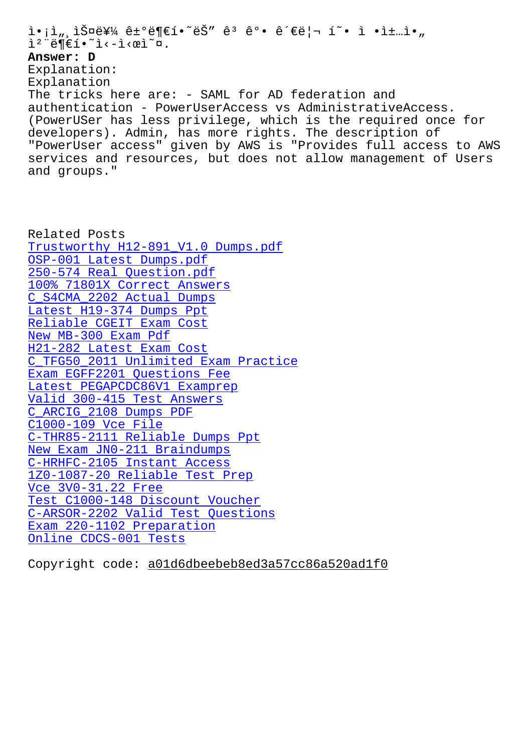ì•¡ì„¸ìŠ¤ë¥¼ ê±°ë¶€í•˜ëŠ” ê³ ê°• ê´€ë¦¬ í˜• ì •ì±…ì„ ì²¨ë¶€í•˜ì‹­ì‹œì˜¤.

**Answer: D**

Explanation:

Explanation

The tricks here are: - SAML for AD federation and authentication - PowerUserAccess vs AdministrativeAccess. (PowerUSer has less privilege, which is the required once for developers). Admin, has more rights. The description of "PowerUser access" given by AWS is "Provides full access to AWS services and resources, but does not allow management of Users and groups."

Related Posts

Trustworthy H12-891_V1.0 Dumps.pdf
OSP-001 Latest Dumps.pdf
250-574 Real Question.pdf
100% 71801X Correct Answers
C_S4CMA_2202 Actual Dumps
Latest H19-374 Dumps Ppt
Reliable CGEIT Exam Cost
New MB-300 Exam Pdf
H21-282 Latest Exam Cost
C_TFG50_2011 Unlimited Exam Practice
Exam EGFF2201 Questions Fee
Latest PEGAPCDC86V1 Examprep
Valid 300-415 Test Answers
C_ARCIG_2108 Dumps PDF
C1000-109 Vce File
C-THR85-2111 Reliable Dumps Ppt
New Exam JN0-211 Braindumps
C-HRHFC-2105 Instant Access
1Z0-1087-20 Reliable Test Prep
Vce 3V0-31.22 Free
Test C1000-148 Discount Voucher
C-ARSOR-2202 Valid Test Questions
Exam 220-1102 Preparation
Online CDCS-001 Tests

Copyright code: a01d6dbeebeb8ed3a57cc86a520ad1f0